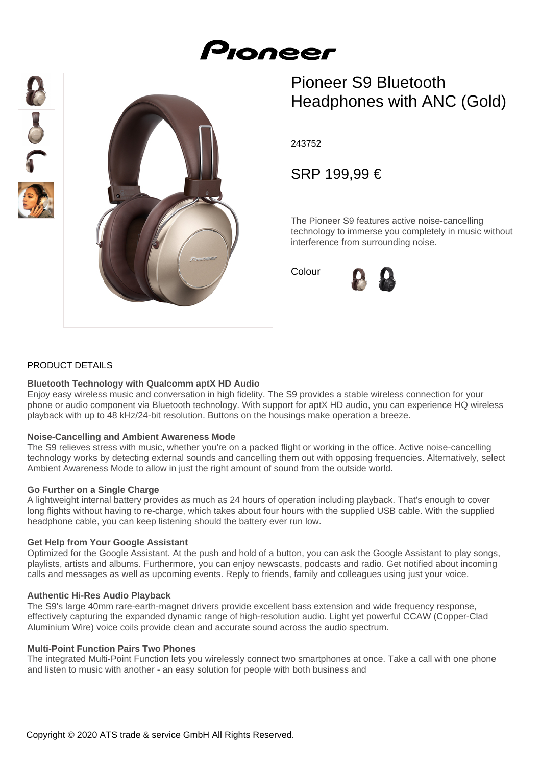# Pioneer S9 Bluetooth Headphones with ANC (Gold)

243752

SRP 199,99 €

The Pioneer S9 features active noise-cancelling technology to immerse you completely in music without interference from surrounding noise.

Colour

## PRODUCT DETAILS

**Bluetooth Technology with Qualcomm aptX HD Audio**
Enjoy easy wireless music and conversation in high fidelity. The S9 provides a stable wireless connection for your phone or audio component via Bluetooth technology. With support for aptX HD audio, you can experience HQ wireless playback with up to 48 kHz/24-bit resolution. Buttons on the housings make operation a breeze.

**Noise-Cancelling and Ambient Awareness Mode**
The S9 relieves stress with music, whether you're on a packed flight or working in the office. Active noise-cancelling technology works by detecting external sounds and cancelling them out with opposing frequencies. Alternatively, select Ambient Awareness Mode to allow in just the right amount of sound from the outside world.

**Go Further on a Single Charge**
A lightweight internal battery provides as much as 24 hours of operation including playback. That's enough to cover long flights without having to re-charge, which takes about four hours with the supplied USB cable. With the supplied headphone cable, you can keep listening should the battery ever run low.

**Get Help from Your Google Assistant**
Optimized for the Google Assistant. At the push and hold of a button, you can ask the Google Assistant to play songs, playlists, artists and albums. Furthermore, you can enjoy newscasts, podcasts and radio. Get notified about incoming calls and messages as well as upcoming events. Reply to friends, family and colleagues using just your voice.

**Authentic Hi-Res Audio Playback**
The S9's large 40mm rare-earth-magnet drivers provide excellent bass extension and wide frequency response, effectively capturing the expanded dynamic range of high-resolution audio. Light yet powerful CCAW (Copper-Clad Aluminium Wire) voice coils provide clean and accurate sound across the audio spectrum.

**Multi-Point Function Pairs Two Phones**
The integrated Multi-Point Function lets you wirelessly connect two smartphones at once. Take a call with one phone and listen to music with another - an easy solution for people with both business and

Copyright © 2020 ATS trade & service GmbH All Rights Reserved.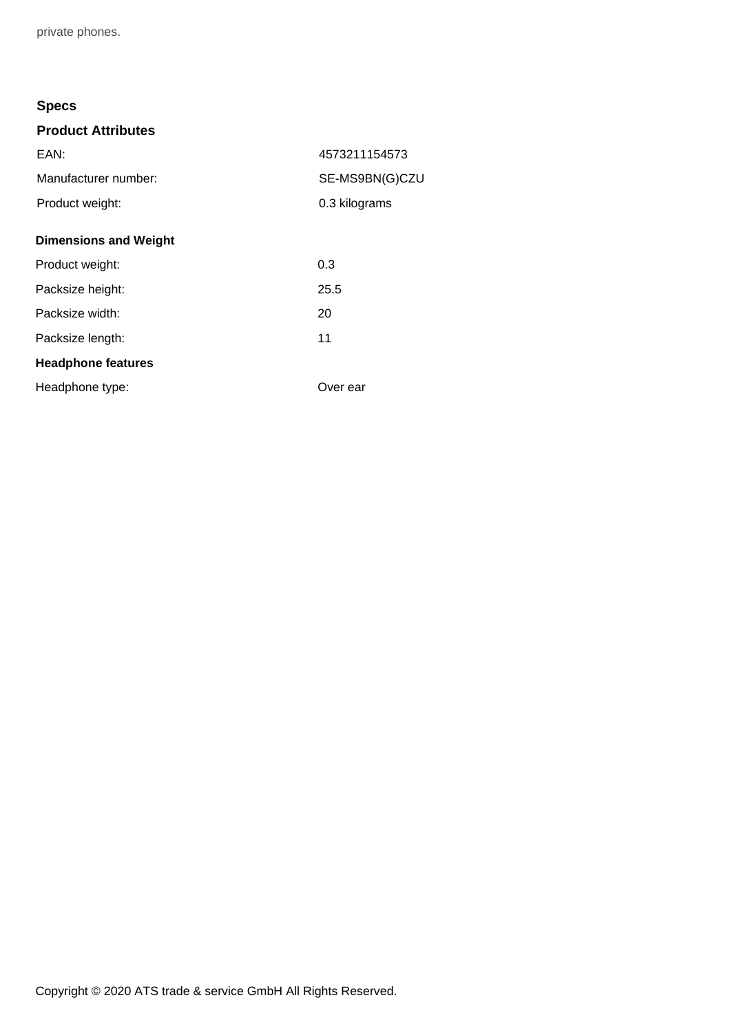private phones.

## Specs

### Product Attributes

| | |
|---|---|
| EAN: | 4573211154573 |
| Manufacturer number: | SE-MS9BN(G)CZU |
| Product weight: | 0.3 kilograms |

### Dimensions and Weight

| | |
|---|---|
| Product weight: | 0.3 |
| Packsize height: | 25.5 |
| Packsize width: | 20 |
| Packsize length: | 11 |

### Headphone features

| | |
|---|---|
| Headphone type: | Over ear |

Copyright © 2020 ATS trade & service GmbH All Rights Reserved.